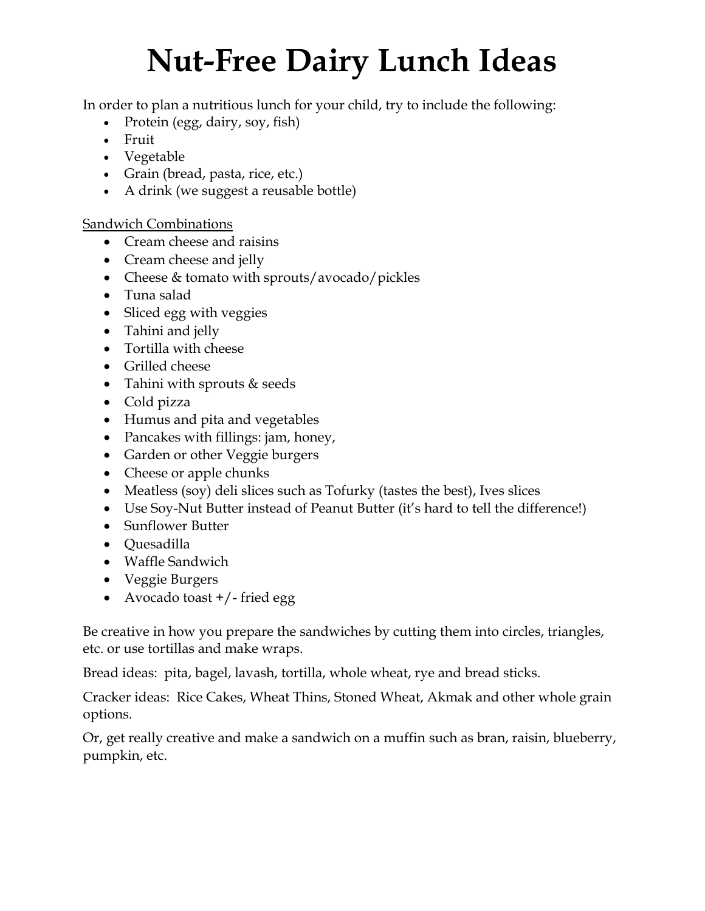# Nut-Free Dairy Lunch Ideas

In order to plan a nutritious lunch for your child, try to include the following:

- Protein (egg, dairy, soy, fish)
- Fruit
- Vegetable
- Grain (bread, pasta, rice, etc.)
- A drink (we suggest a reusable bottle)

<u>Sandwich Combinations</u>

- Cream cheese and raisins
- Cream cheese and jelly
- Cheese & tomato with sprouts/avocado/pickles
- Tuna salad
- Sliced egg with veggies
- Tahini and jelly
- Tortilla with cheese
- Grilled cheese
- Tahini with sprouts & seeds
- Cold pizza
- Humus and pita and vegetables
- Pancakes with fillings: jam, honey,
- Garden or other Veggie burgers
- Cheese or apple chunks
- Meatless (soy) deli slices such as Tofurky (tastes the best), Ives slices
- Use Soy-Nut Butter instead of Peanut Butter (it's hard to tell the difference!)
- Sunflower Butter
- Quesadilla
- Waffle Sandwich
- Veggie Burgers
- Avocado toast +/- fried egg

Be creative in how you prepare the sandwiches by cutting them into circles, triangles, etc. or use tortillas and make wraps.

Bread ideas: pita, bagel, lavash, tortilla, whole wheat, rye and bread sticks.

Cracker ideas: Rice Cakes, Wheat Thins, Stoned Wheat, Akmak and other whole grain options.

Or, get really creative and make a sandwich on a muffin such as bran, raisin, blueberry, pumpkin, etc.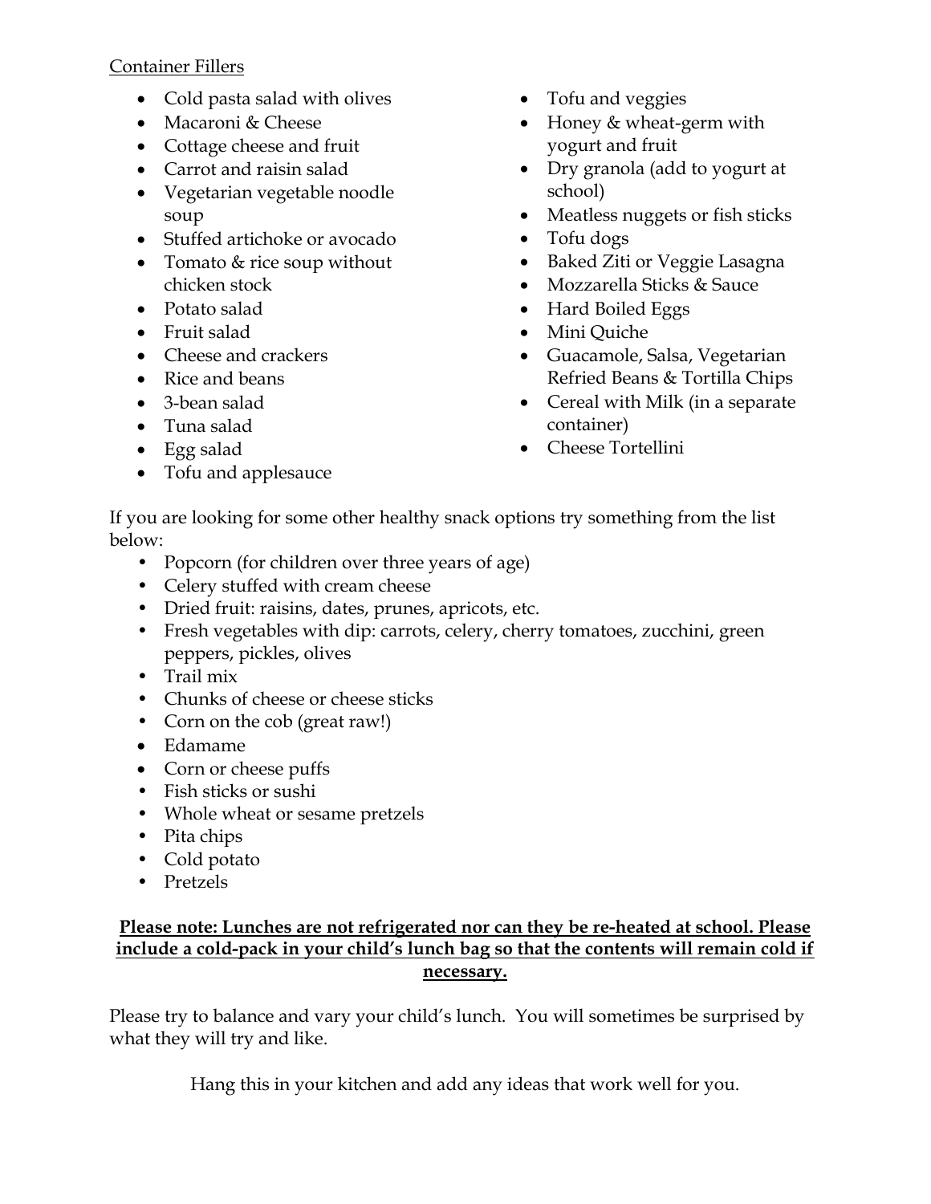Container Fillers

- Cold pasta salad with olives
- Macaroni & Cheese
- Cottage cheese and fruit
- Carrot and raisin salad
- Vegetarian vegetable noodle soup
- Stuffed artichoke or avocado
- Tomato & rice soup without chicken stock
- Potato salad
- Fruit salad
- Cheese and crackers
- Rice and beans
- 3-bean salad
- Tuna salad
- Egg salad
- Tofu and applesauce
- Tofu and veggies
- Honey & wheat-germ with yogurt and fruit
- Dry granola (add to yogurt at school)
- Meatless nuggets or fish sticks
- Tofu dogs
- Baked Ziti or Veggie Lasagna
- Mozzarella Sticks & Sauce
- Hard Boiled Eggs
- Mini Quiche
- Guacamole, Salsa, Vegetarian Refried Beans & Tortilla Chips
- Cereal with Milk (in a separate container)
- Cheese Tortellini

If you are looking for some other healthy snack options try something from the list below:

- Popcorn (for children over three years of age)
- Celery stuffed with cream cheese
- Dried fruit: raisins, dates, prunes, apricots, etc.
- Fresh vegetables with dip: carrots, celery, cherry tomatoes, zucchini, green peppers, pickles, olives
- Trail mix
- Chunks of cheese or cheese sticks
- Corn on the cob (great raw!)
- Edamame
- Corn or cheese puffs
- Fish sticks or sushi
- Whole wheat or sesame pretzels
- Pita chips
- Cold potato
- Pretzels

**Please note: Lunches are not refrigerated nor can they be re-heated at school. Please include a cold-pack in your child's lunch bag so that the contents will remain cold if necessary.**

Please try to balance and vary your child's lunch. You will sometimes be surprised by what they will try and like.

Hang this in your kitchen and add any ideas that work well for you.